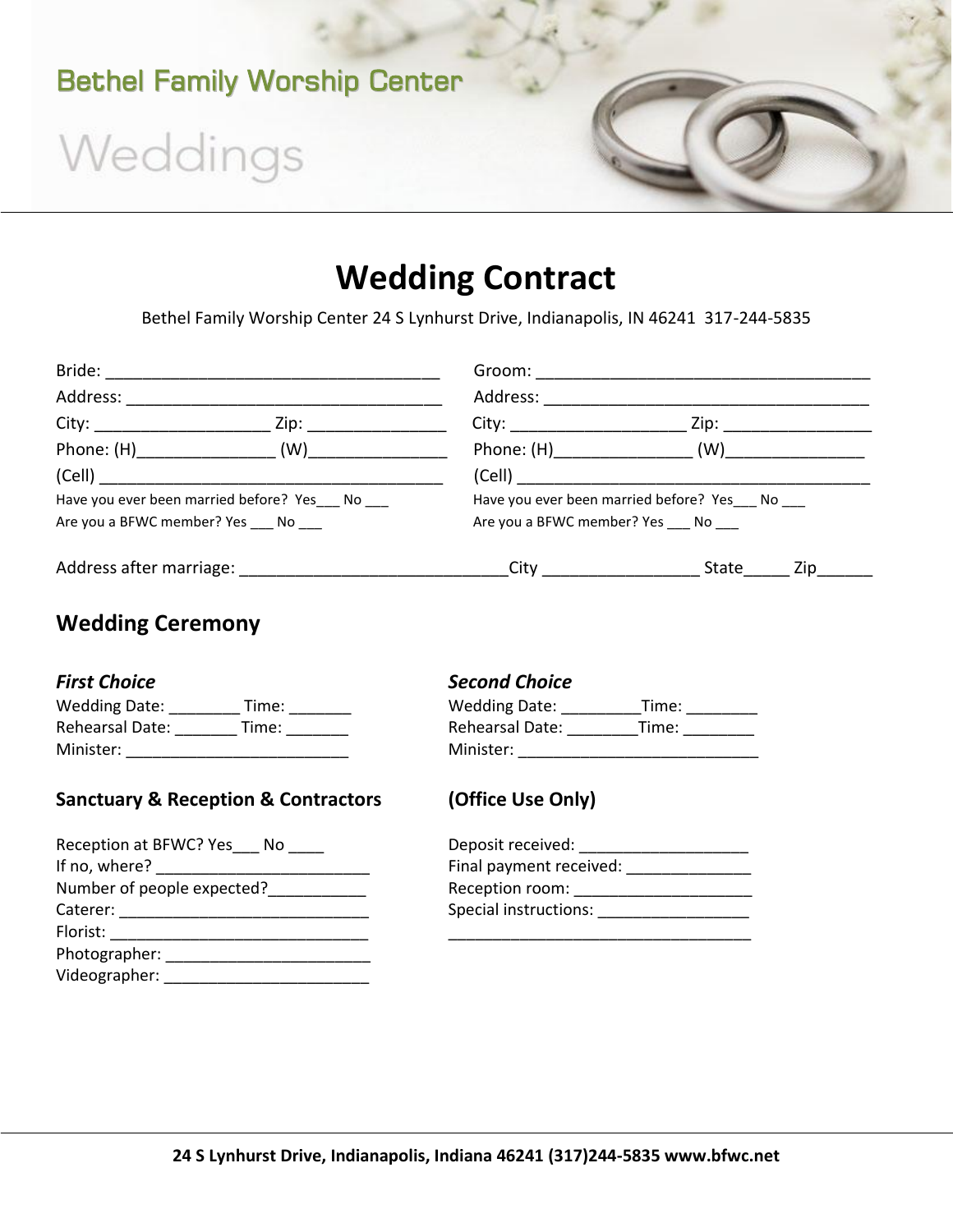Bethel Family Worship Center

Weddings

# Wedding Contract

Bethel Family Worship Center 24 S Lynhurst Drive, Indianapolis, IN 46241 317-244-5835

Bride: _____________________________________

Address: __________________________________

City: ___________________ Zip: _______________

Phone: (H)_______________ (W)_______________

(Cell) _____________________________________

Have you ever been married before? Yes___ No ___

Are you a BFWC member? Yes ___ No ___

Groom: _____________________________________

Address: ___________________________________

City: ___________________ Zip: ________________

Phone: (H)_______________ (W)_______________

(Cell) ______________________________________

Have you ever been married before? Yes___ No ___

Are you a BFWC member? Yes ___ No ___

Address after marriage: _____________________________City _________________ State_____ Zip______

## Wedding Ceremony

### *First Choice*

Wedding Date: ________ Time: _______

Rehearsal Date: _______ Time: _______

Minister: _________________________

### *Second Choice*

Wedding Date: _________Time: ________

Rehearsal Date: ________Time: ________

Minister: ___________________________

### Sanctuary & Reception & Contractors

Reception at BFWC? Yes___ No ____

If no, where? ________________________

Number of people expected?___________

Caterer: ____________________________

Florist: _____________________________

Photographer: _______________________

Videographer: _______________________

### (Office Use Only)

Deposit received: ___________________

Final payment received: ______________

Reception room: ____________________

Special instructions: _________________

__________________________________

24 S Lynhurst Drive, Indianapolis, Indiana 46241 (317)244-5835 www.bfwc.net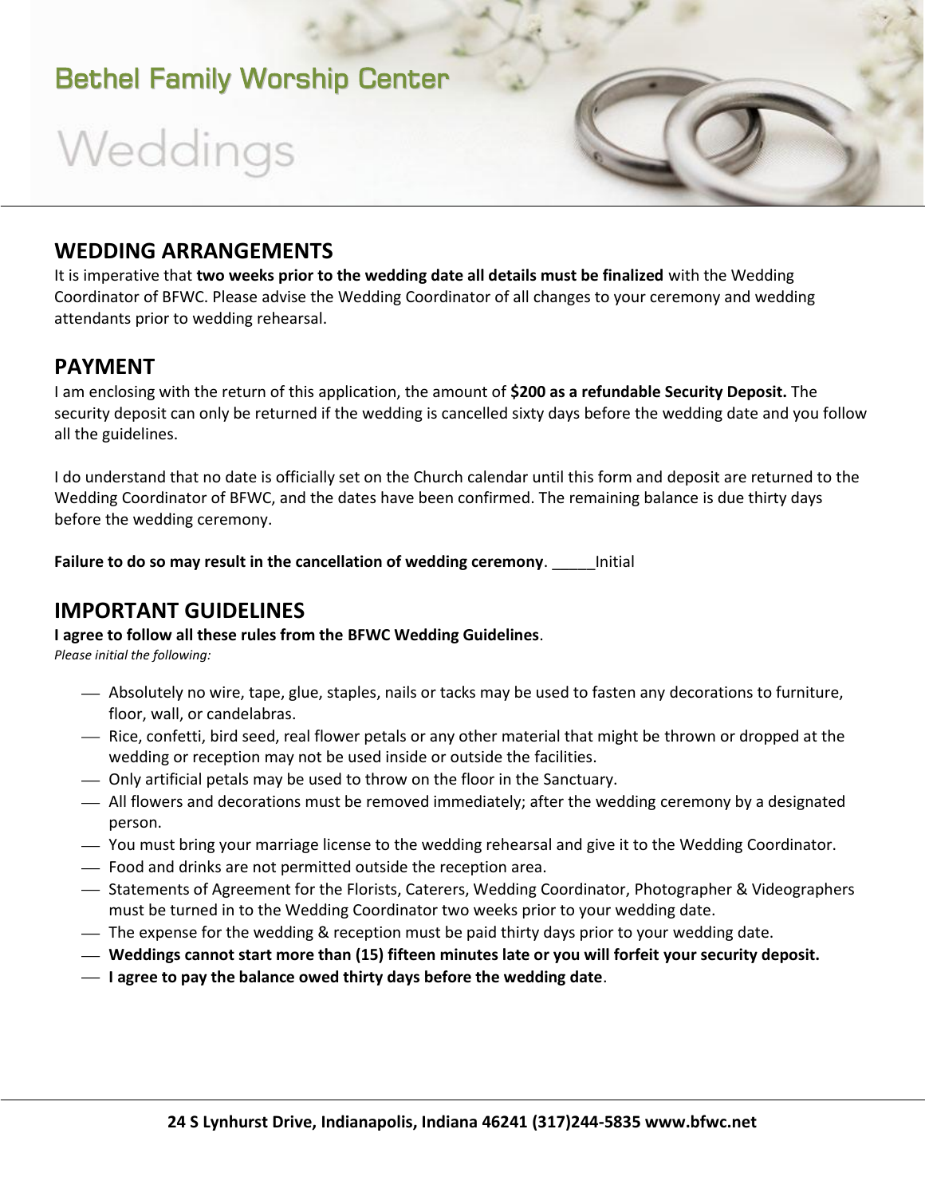Bethel Family Worship Center

Weddings

## WEDDING ARRANGEMENTS

It is imperative that **two weeks prior to the wedding date all details must be finalized** with the Wedding Coordinator of BFWC. Please advise the Wedding Coordinator of all changes to your ceremony and wedding attendants prior to wedding rehearsal.

## PAYMENT

I am enclosing with the return of this application, the amount of **$200 as a refundable Security Deposit.** The security deposit can only be returned if the wedding is cancelled sixty days before the wedding date and you follow all the guidelines.

I do understand that no date is officially set on the Church calendar until this form and deposit are returned to the Wedding Coordinator of BFWC, and the dates have been confirmed. The remaining balance is due thirty days before the wedding ceremony.

**Failure to do so may result in the cancellation of wedding ceremony**. _____Initial

## IMPORTANT GUIDELINES

**I agree to follow all these rules from the BFWC Wedding Guidelines**.

*Please initial the following:*

- Absolutely no wire, tape, glue, staples, nails or tacks may be used to fasten any decorations to furniture, floor, wall, or candelabras.
- Rice, confetti, bird seed, real flower petals or any other material that might be thrown or dropped at the wedding or reception may not be used inside or outside the facilities.
- Only artificial petals may be used to throw on the floor in the Sanctuary.
- All flowers and decorations must be removed immediately; after the wedding ceremony by a designated person.
- You must bring your marriage license to the wedding rehearsal and give it to the Wedding Coordinator.
- Food and drinks are not permitted outside the reception area.
- Statements of Agreement for the Florists, Caterers, Wedding Coordinator, Photographer & Videographers must be turned in to the Wedding Coordinator two weeks prior to your wedding date.
- The expense for the wedding & reception must be paid thirty days prior to your wedding date.
- **Weddings cannot start more than (15) fifteen minutes late or you will forfeit your security deposit.**
- **I agree to pay the balance owed thirty days before the wedding date**.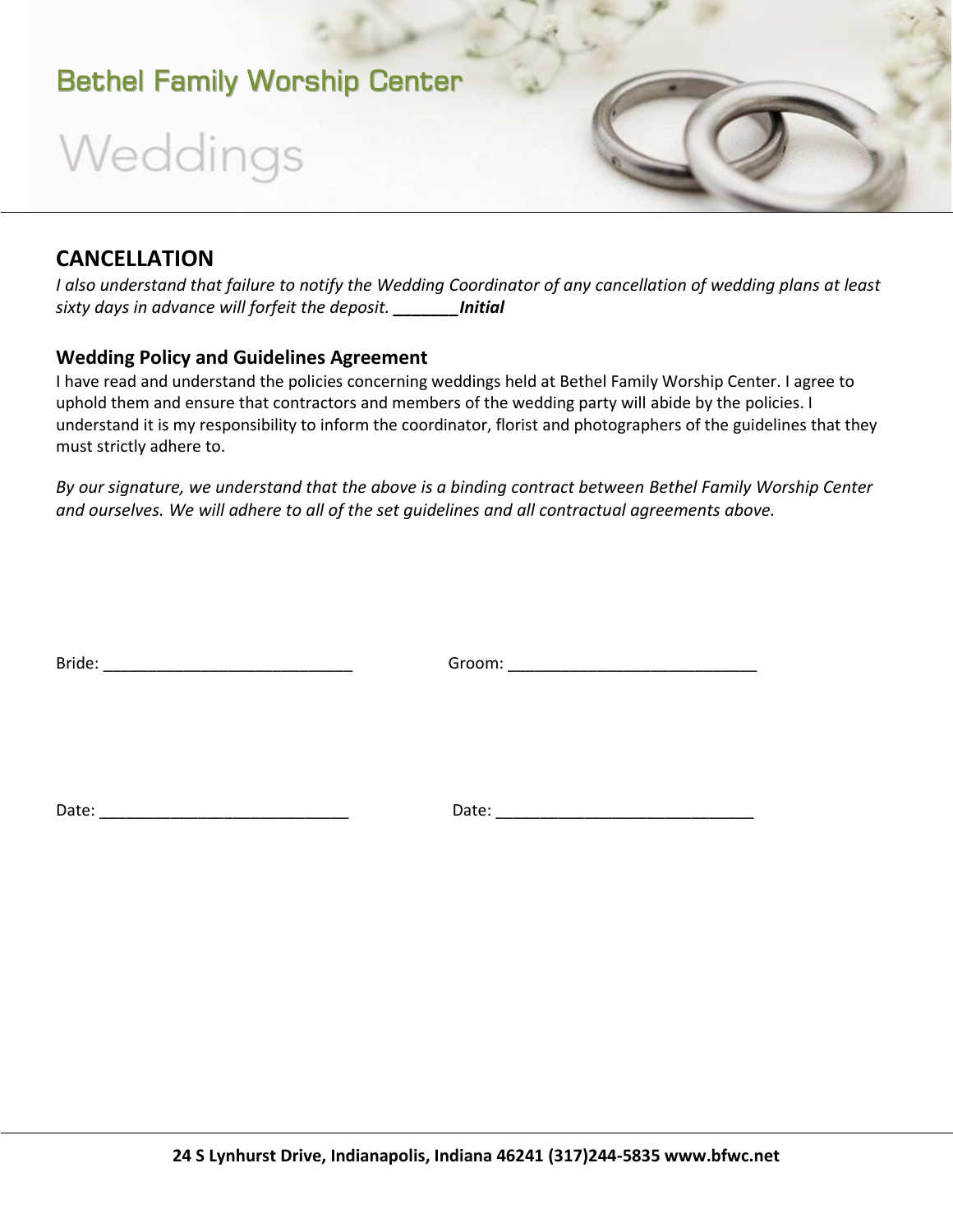# Bethel Family Worship Center

# Weddings

## CANCELLATION

*I also understand that failure to notify the Wedding Coordinator of any cancellation of wedding plans at least sixty days in advance will forfeit the deposit.* **_______*Initial***

### Wedding Policy and Guidelines Agreement

I have read and understand the policies concerning weddings held at Bethel Family Worship Center. I agree to uphold them and ensure that contractors and members of the wedding party will abide by the policies. I understand it is my responsibility to inform the coordinator, florist and photographers of the guidelines that they must strictly adhere to.

*By our signature, we understand that the above is a binding contract between Bethel Family Worship Center and ourselves. We will adhere to all of the set guidelines and all contractual agreements above.*

Bride: _____________________________ Groom: _____________________________

Date: _____________________________ Date: ______________________________

**24 S Lynhurst Drive, Indianapolis, Indiana 46241 (317)244-5835 www.bfwc.net**